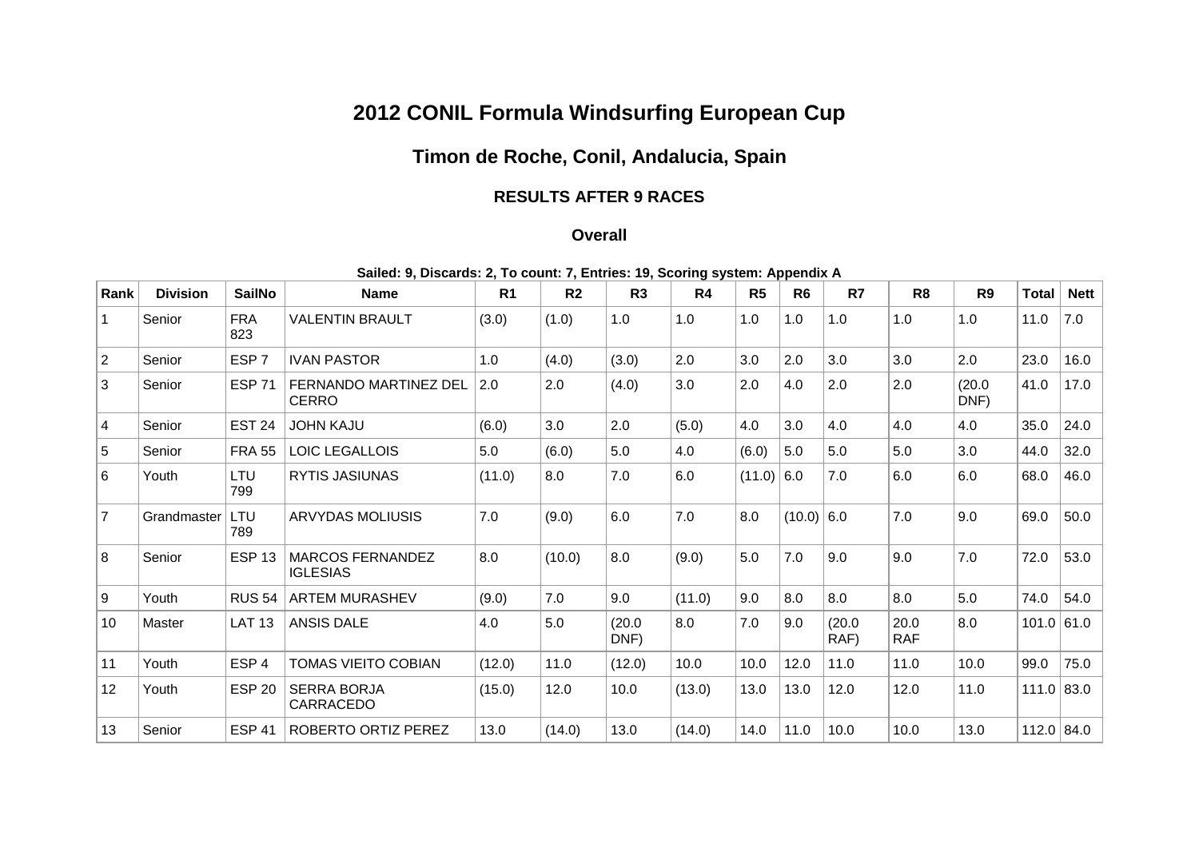# 2012 CONIL Formula Windsurfing European Cup

## Timon de Roche, Conil, Andalucia, Spain

### RESULTS AFTER 9 RACES

### Overall

**Sailed: 9, Discards: 2, To count: 7, Entries: 19, Scoring system: Appendix A**

| Rank | Division | SailNo | Name | R1 | R2 | R3 | R4 | R5 | R6 | R7 | R8 | R9 | Total | Nett |
|---|---|---|---|---|---|---|---|---|---|---|---|---|---|---|
| 1 | Senior | FRA 823 | VALENTIN BRAULT | (3.0) | (1.0) | 1.0 | 1.0 | 1.0 | 1.0 | 1.0 | 1.0 | 1.0 | 11.0 | 7.0 |
| 2 | Senior | ESP 7 | IVAN PASTOR | 1.0 | (4.0) | (3.0) | 2.0 | 3.0 | 2.0 | 3.0 | 3.0 | 2.0 | 23.0 | 16.0 |
| 3 | Senior | ESP 71 | FERNANDO MARTINEZ DEL CERRO | 2.0 | 2.0 | (4.0) | 3.0 | 2.0 | 4.0 | 2.0 | 2.0 | (20.0 DNF) | 41.0 | 17.0 |
| 4 | Senior | EST 24 | JOHN KAJU | (6.0) | 3.0 | 2.0 | (5.0) | 4.0 | 3.0 | 4.0 | 4.0 | 4.0 | 35.0 | 24.0 |
| 5 | Senior | FRA 55 | LOIC LEGALLOIS | 5.0 | (6.0) | 5.0 | 4.0 | (6.0) | 5.0 | 5.0 | 5.0 | 3.0 | 44.0 | 32.0 |
| 6 | Youth | LTU 799 | RYTIS JASIUNAS | (11.0) | 8.0 | 7.0 | 6.0 | (11.0) | 6.0 | 7.0 | 6.0 | 6.0 | 68.0 | 46.0 |
| 7 | Grandmaster | LTU 789 | ARVYDAS MOLIUSIS | 7.0 | (9.0) | 6.0 | 7.0 | 8.0 | (10.0) | 6.0 | 7.0 | 9.0 | 69.0 | 50.0 |
| 8 | Senior | ESP 13 | MARCOS FERNANDEZ IGLESIAS | 8.0 | (10.0) | 8.0 | (9.0) | 5.0 | 7.0 | 9.0 | 9.0 | 7.0 | 72.0 | 53.0 |
| 9 | Youth | RUS 54 | ARTEM MURASHEV | (9.0) | 7.0 | 9.0 | (11.0) | 9.0 | 8.0 | 8.0 | 8.0 | 5.0 | 74.0 | 54.0 |
| 10 | Master | LAT 13 | ANSIS DALE | 4.0 | 5.0 | (20.0 DNF) | 8.0 | 7.0 | 9.0 | (20.0 RAF) | 20.0 RAF | 8.0 | 101.0 | 61.0 |
| 11 | Youth | ESP 4 | TOMAS VIEITO COBIAN | (12.0) | 11.0 | (12.0) | 10.0 | 10.0 | 12.0 | 11.0 | 11.0 | 10.0 | 99.0 | 75.0 |
| 12 | Youth | ESP 20 | SERRA BORJA CARRACEDO | (15.0) | 12.0 | 10.0 | (13.0) | 13.0 | 13.0 | 12.0 | 12.0 | 11.0 | 111.0 | 83.0 |
| 13 | Senior | ESP 41 | ROBERTO ORTIZ PEREZ | 13.0 | (14.0) | 13.0 | (14.0) | 14.0 | 11.0 | 10.0 | 10.0 | 13.0 | 112.0 | 84.0 |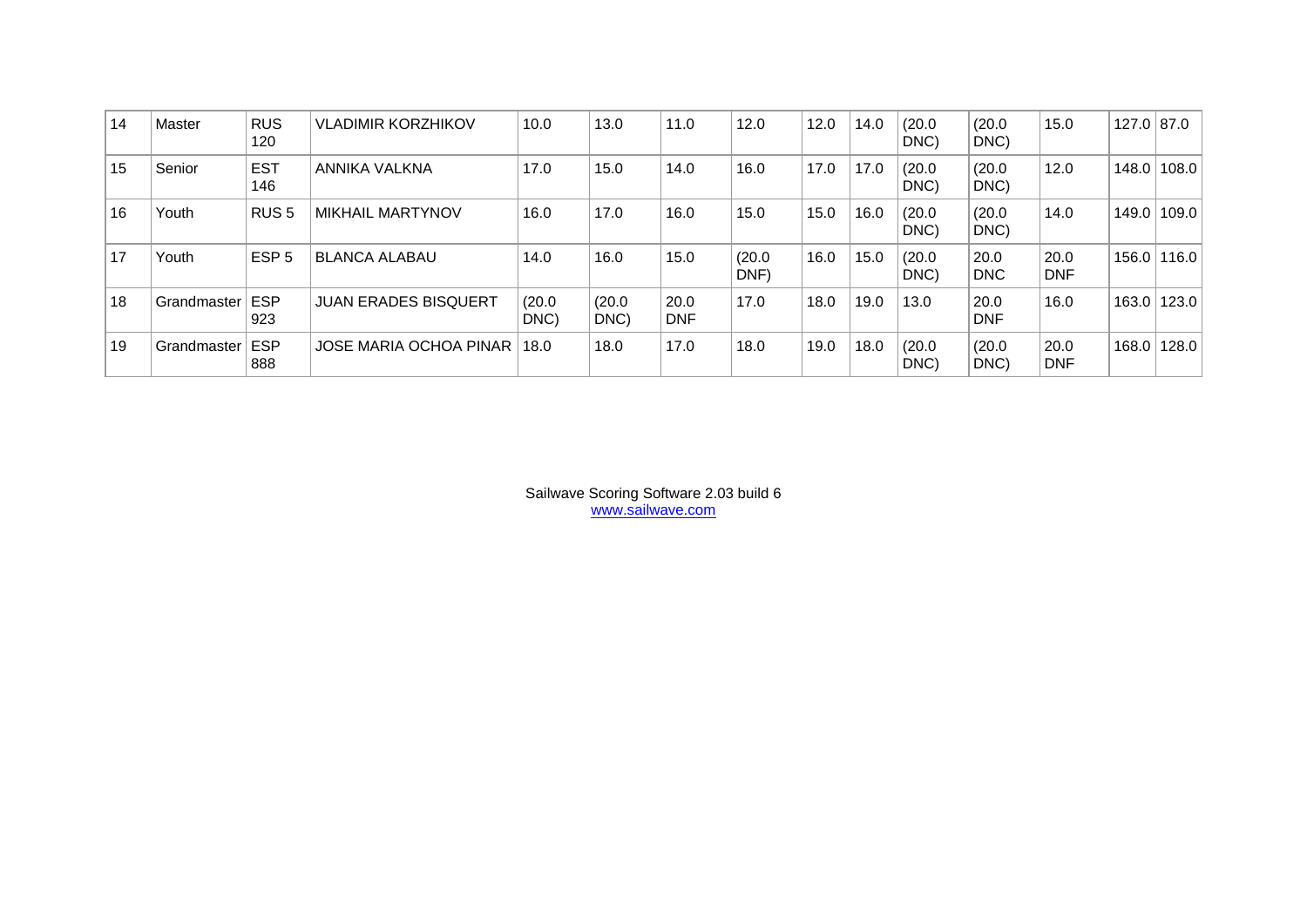| | | | | | | | | | | | | | | |
|---|---|---|---|---|---|---|---|---|---|---|---|---|---|---|
| 14 | Master | RUS 120 | VLADIMIR KORZHIKOV | 10.0 | 13.0 | 11.0 | 12.0 | 12.0 | 14.0 | (20.0 DNC) | (20.0 DNC) | 15.0 | 127.0 | 87.0 |
| 15 | Senior | EST 146 | ANNIKA VALKNA | 17.0 | 15.0 | 14.0 | 16.0 | 17.0 | 17.0 | (20.0 DNC) | (20.0 DNC) | 12.0 | 148.0 | 108.0 |
| 16 | Youth | RUS 5 | MIKHAIL MARTYNOV | 16.0 | 17.0 | 16.0 | 15.0 | 15.0 | 16.0 | (20.0 DNC) | (20.0 DNC) | 14.0 | 149.0 | 109.0 |
| 17 | Youth | ESP 5 | BLANCA ALABAU | 14.0 | 16.0 | 15.0 | (20.0 DNF) | 16.0 | 15.0 | (20.0 DNC) | 20.0 DNC | 20.0 DNF | 156.0 | 116.0 |
| 18 | Grandmaster | ESP 923 | JUAN ERADES BISQUERT | (20.0 DNC) | (20.0 DNC) | 20.0 DNF | 17.0 | 18.0 | 19.0 | 13.0 | 20.0 DNF | 16.0 | 163.0 | 123.0 |
| 19 | Grandmaster | ESP 888 | JOSE MARIA OCHOA PINAR | 18.0 | 18.0 | 17.0 | 18.0 | 19.0 | 18.0 | (20.0 DNC) | (20.0 DNC) | 20.0 DNF | 168.0 | 128.0 |

Sailwave Scoring Software 2.03 build 6
www.sailwave.com